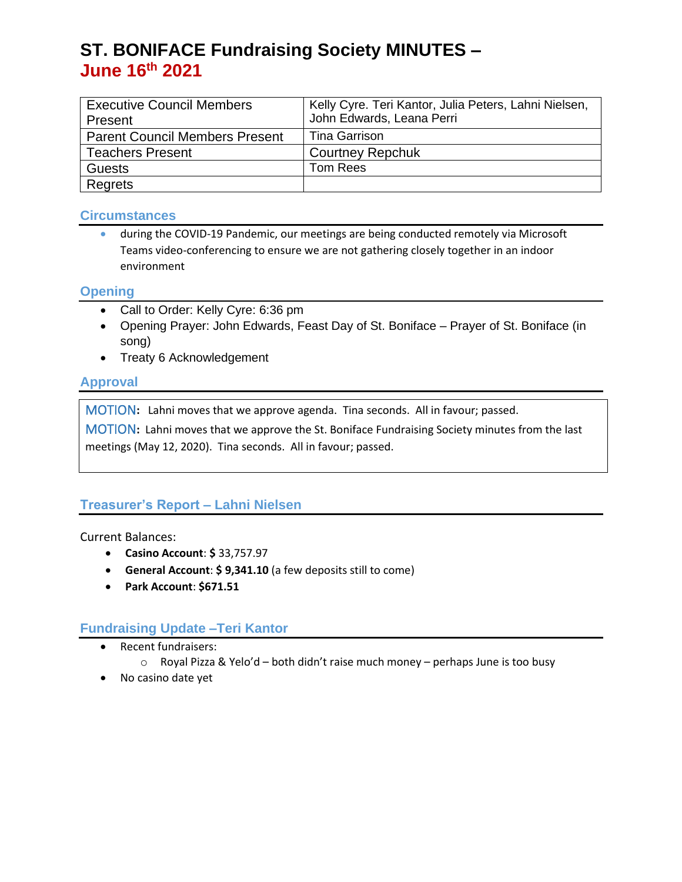# ST. BONIFACE Fundraising Society MINUTES – June 16th 2021

| | |
|---|---|
| Executive Council Members Present | Kelly Cyre. Teri Kantor, Julia Peters, Lahni Nielsen, John Edwards, Leana Perri |
| Parent Council Members Present | Tina Garrison |
| Teachers Present | Courtney Repchuk |
| Guests | Tom Rees |
| Regrets | |

## Circumstances

- during the COVID-19 Pandemic, our meetings are being conducted remotely via Microsoft Teams video-conferencing to ensure we are not gathering closely together in an indoor environment

## Opening

- Call to Order: Kelly Cyre: 6:36 pm
- Opening Prayer: John Edwards, Feast Day of St. Boniface – Prayer of St. Boniface (in song)
- Treaty 6 Acknowledgement

## Approval

MOTION**:** Lahni moves that we approve agenda. Tina seconds. All in favour; passed.

MOTION**:** Lahni moves that we approve the St. Boniface Fundraising Society minutes from the last meetings (May 12, 2020). Tina seconds. All in favour; passed.

## Treasurer's Report – Lahni Nielsen

Current Balances:

- **Casino Account**: **$** 33,757.97
- **General Account**: **$ 9,341.10** (a few deposits still to come)
- **Park Account**: **$671.51**

## Fundraising Update –Teri Kantor

- Recent fundraisers:
  - Royal Pizza & Yelo'd – both didn't raise much money – perhaps June is too busy
- No casino date yet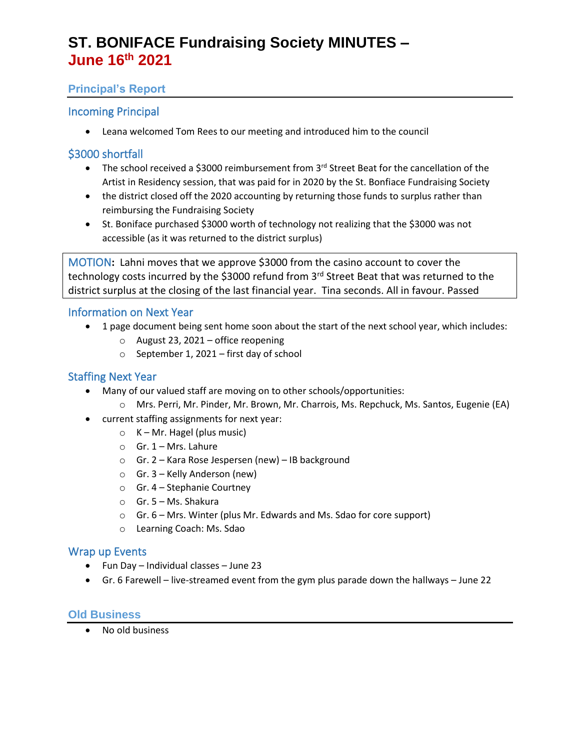# ST. BONIFACE Fundraising Society MINUTES – June 16th 2021

## Principal's Report

### Incoming Principal

- Leana welcomed Tom Rees to our meeting and introduced him to the council

### $3000 shortfall

- The school received a $3000 reimbursement from 3rd Street Beat for the cancellation of the Artist in Residency session, that was paid for in 2020 by the St. Bonfiace Fundraising Society
- the district closed off the 2020 accounting by returning those funds to surplus rather than reimbursing the Fundraising Society
- St. Boniface purchased $3000 worth of technology not realizing that the $3000 was not accessible (as it was returned to the district surplus)

MOTION**:** Lahni moves that we approve $3000 from the casino account to cover the technology costs incurred by the $3000 refund from 3rd Street Beat that was returned to the district surplus at the closing of the last financial year. Tina seconds. All in favour. Passed

### Information on Next Year

- 1 page document being sent home soon about the start of the next school year, which includes:
  - August 23, 2021 – office reopening
  - September 1, 2021 – first day of school

### Staffing Next Year

- Many of our valued staff are moving on to other schools/opportunities:
  - Mrs. Perri, Mr. Pinder, Mr. Brown, Mr. Charrois, Ms. Repchuck, Ms. Santos, Eugenie (EA)
- current staffing assignments for next year:
  - K – Mr. Hagel (plus music)
  - Gr. 1 – Mrs. Lahure
  - Gr. 2 – Kara Rose Jespersen (new) – IB background
  - Gr. 3 – Kelly Anderson (new)
  - Gr. 4 – Stephanie Courtney
  - Gr. 5 – Ms. Shakura
  - Gr. 6 – Mrs. Winter (plus Mr. Edwards and Ms. Sdao for core support)
  - Learning Coach: Ms. Sdao

### Wrap up Events

- Fun Day – Individual classes – June 23
- Gr. 6 Farewell – live-streamed event from the gym plus parade down the hallways – June 22

## Old Business

- No old business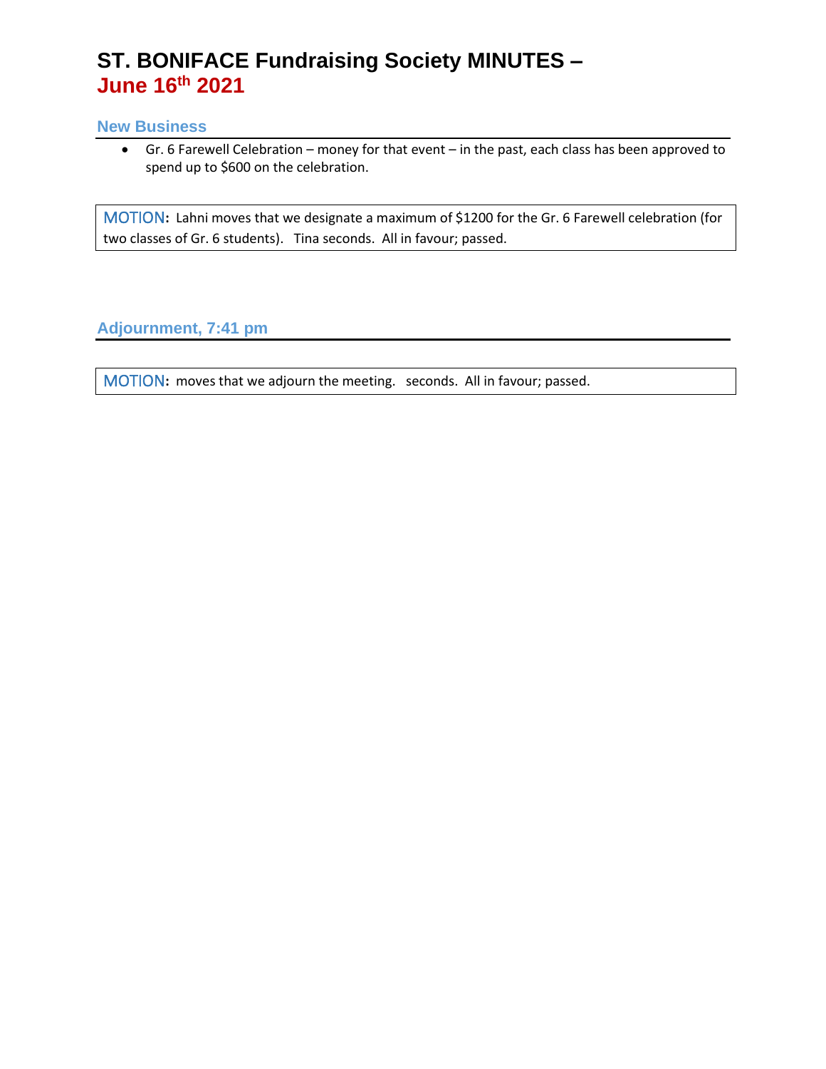# ST. BONIFACE Fundraising Society MINUTES – June 16th 2021

## New Business

- Gr. 6 Farewell Celebration – money for that event – in the past, each class has been approved to spend up to $600 on the celebration.

**MOTION:** Lahni moves that we designate a maximum of $1200 for the Gr. 6 Farewell celebration (for two classes of Gr. 6 students). Tina seconds. All in favour; passed.

## Adjournment, 7:41 pm

**MOTION:** moves that we adjourn the meeting. seconds. All in favour; passed.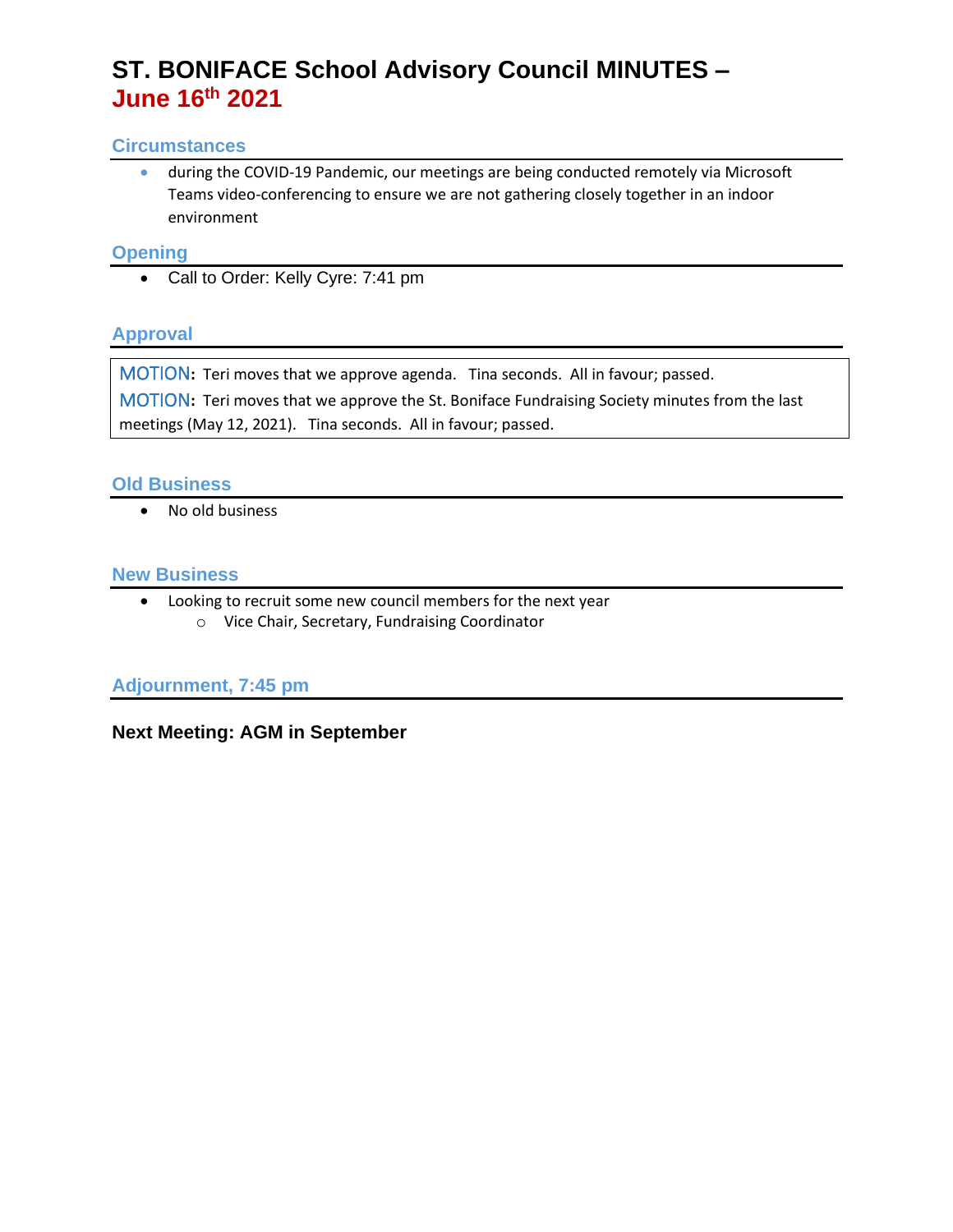# ST. BONIFACE School Advisory Council MINUTES – June 16th 2021

## Circumstances

- during the COVID-19 Pandemic, our meetings are being conducted remotely via Microsoft Teams video-conferencing to ensure we are not gathering closely together in an indoor environment

## Opening

- Call to Order: Kelly Cyre: 7:41 pm

## Approval

MOTION**:** Teri moves that we approve agenda. Tina seconds. All in favour; passed.

MOTION**:** Teri moves that we approve the St. Boniface Fundraising Society minutes from the last meetings (May 12, 2021). Tina seconds. All in favour; passed.

## Old Business

- No old business

## New Business

- Looking to recruit some new council members for the next year
  - Vice Chair, Secretary, Fundraising Coordinator

## Adjournment, 7:45 pm

**Next Meeting: AGM in September**